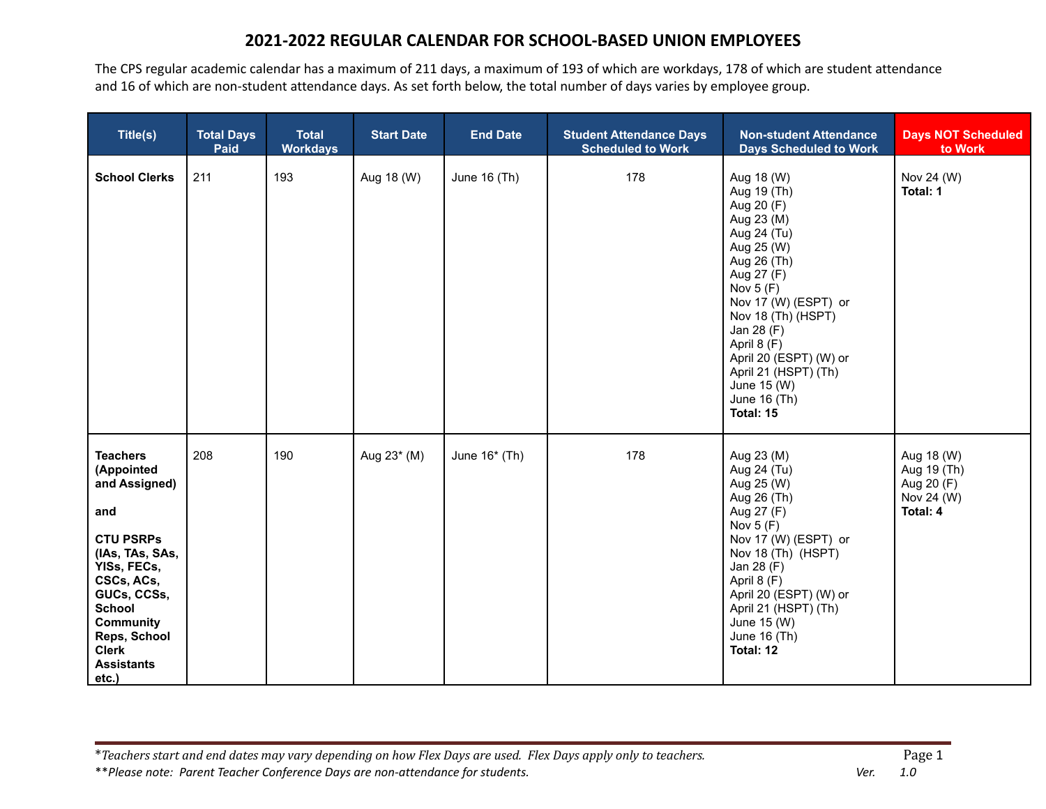# 2021-2022 REGULAR CALENDAR FOR SCHOOL-BASED UNION EMPLOYEES

The CPS regular academic calendar has a maximum of 211 days, a maximum of 193 of which are workdays, 178 of which are student attendance and 16 of which are non-student attendance days. As set forth below, the total number of days varies by employee group.

| Title(s) | Total Days Paid | Total Workdays | Start Date | End Date | Student Attendance Days Scheduled to Work | Non-student Attendance Days Scheduled to Work | Days NOT Scheduled to Work |
|---|---|---|---|---|---|---|---|
| **School Clerks** | 211 | 193 | Aug 18 (W) | June 16 (Th) | 178 | Aug 18 (W)<br>Aug 19 (Th)<br>Aug 20 (F)<br>Aug 23 (M)<br>Aug 24 (Tu)<br>Aug 25 (W)<br>Aug 26 (Th)<br>Aug 27 (F)<br>Nov 5 (F)<br>Nov 17 (W) (ESPT) or<br>Nov 18 (Th) (HSPT)<br>Jan 28 (F)<br>April 8 (F)<br>April 20 (ESPT) (W) or<br>April 21 (HSPT) (Th)<br>June 15 (W)<br>June 16 (Th)<br>**Total: 15** | Nov 24 (W)<br>**Total: 1** |
| **Teachers (Appointed and Assigned)**<br><br>**and**<br><br>**CTU PSRPs (IAs, TAs, SAs, YISs, FECs, CSCs, ACs, GUCs, CCSs, School Community Reps, School Clerk Assistants etc.)** | 208 | 190 | Aug 23* (M) | June 16* (Th) | 178 | Aug 23 (M)<br>Aug 24 (Tu)<br>Aug 25 (W)<br>Aug 26 (Th)<br>Aug 27 (F)<br>Nov 5 (F)<br>Nov 17 (W) (ESPT) or<br>Nov 18 (Th) (HSPT)<br>Jan 28 (F)<br>April 8 (F)<br>April 20 (ESPT) (W) or<br>April 21 (HSPT) (Th)<br>June 15 (W)<br>June 16 (Th)<br>**Total: 12** | Aug 18 (W)<br>Aug 19 (Th)<br>Aug 20 (F)<br>Nov 24 (W)<br>**Total: 4** |

*\*Teachers start and end dates may vary depending on how Flex Days are used. Flex Days apply only to teachers.*

*\*\*Please note: Parent Teacher Conference Days are non-attendance for students.*

*Ver. 1.0*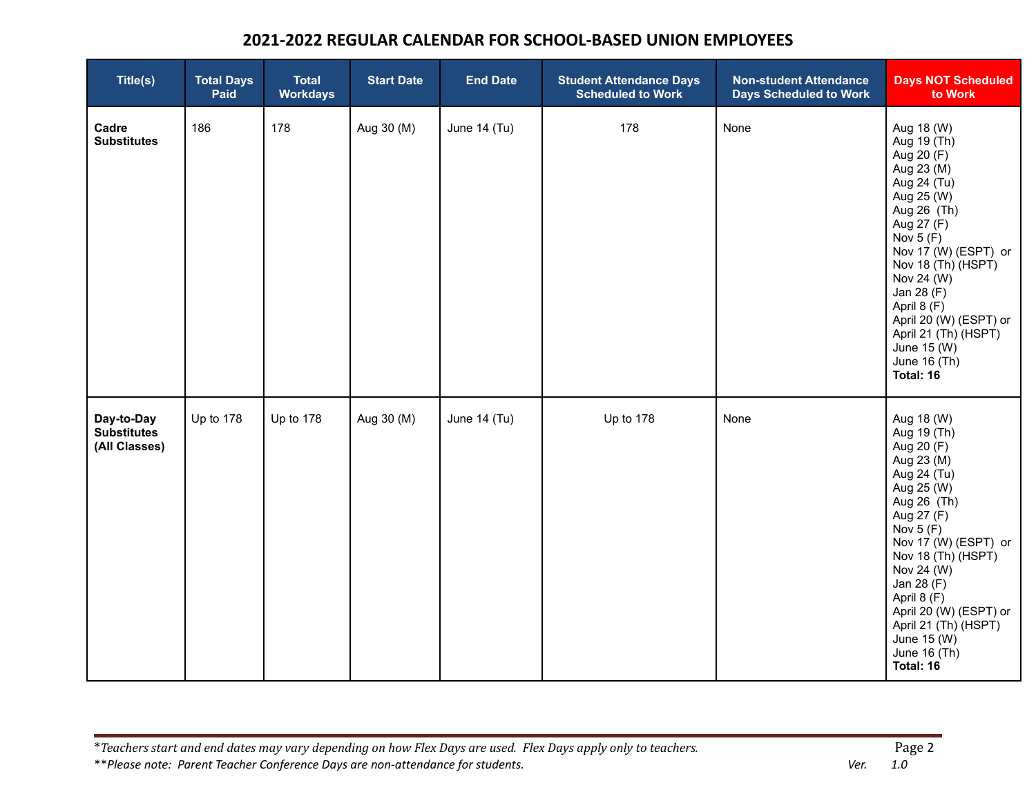# 2021-2022 REGULAR CALENDAR FOR SCHOOL-BASED UNION EMPLOYEES

| Title(s) | Total Days Paid | Total Workdays | Start Date | End Date | Student Attendance Days Scheduled to Work | Non-student Attendance Days Scheduled to Work | Days NOT Scheduled to Work |
|---|---|---|---|---|---|---|---|
| **Cadre Substitutes** | 186 | 178 | Aug 30 (M) | June 14 (Tu) | 178 | None | Aug 18 (W)<br>Aug 19 (Th)<br>Aug 20 (F)<br>Aug 23 (M)<br>Aug 24 (Tu)<br>Aug 25 (W)<br>Aug 26 (Th)<br>Aug 27 (F)<br>Nov 5 (F)<br>Nov 17 (W) (ESPT) or Nov 18 (Th) (HSPT)<br>Nov 24 (W)<br>Jan 28 (F)<br>April 8 (F)<br>April 20 (W) (ESPT) or April 21 (Th) (HSPT)<br>June 15 (W)<br>June 16 (Th)<br>**Total: 16** |
| **Day-to-Day Substitutes (All Classes)** | Up to 178 | Up to 178 | Aug 30 (M) | June 14 (Tu) | Up to 178 | None | Aug 18 (W)<br>Aug 19 (Th)<br>Aug 20 (F)<br>Aug 23 (M)<br>Aug 24 (Tu)<br>Aug 25 (W)<br>Aug 26 (Th)<br>Aug 27 (F)<br>Nov 5 (F)<br>Nov 17 (W) (ESPT) or Nov 18 (Th) (HSPT)<br>Nov 24 (W)<br>Jan 28 (F)<br>April 8 (F)<br>April 20 (W) (ESPT) or April 21 (Th) (HSPT)<br>June 15 (W)<br>June 16 (Th)<br>**Total: 16** |

*\*Teachers start and end dates may vary depending on how Flex Days are used. Flex Days apply only to teachers.*

*\*\*Please note: Parent Teacher Conference Days are non-attendance for students.*

*Ver. 1.0*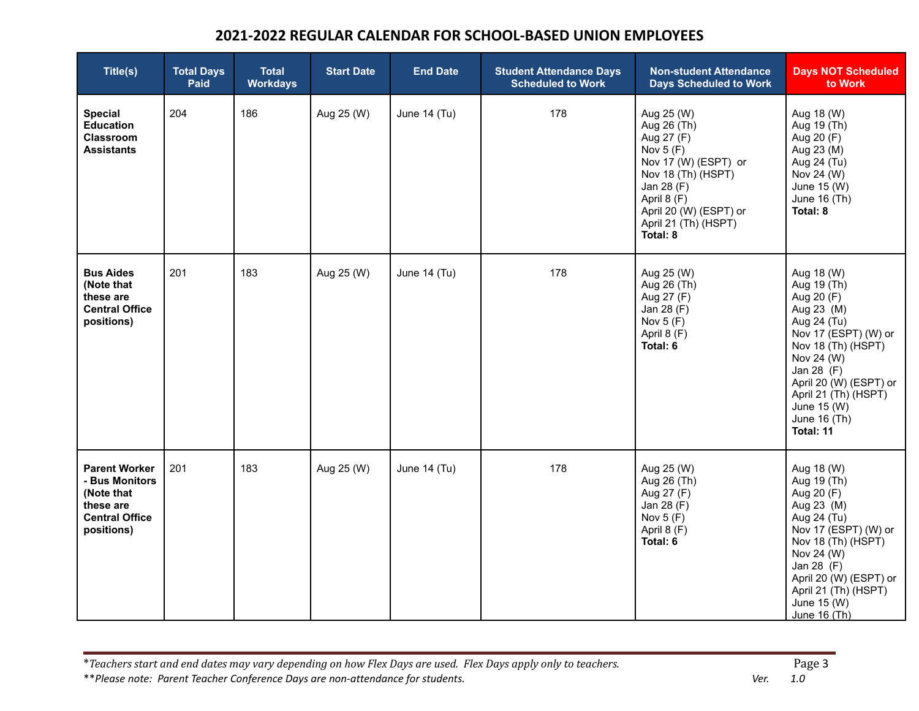# 2021-2022 REGULAR CALENDAR FOR SCHOOL-BASED UNION EMPLOYEES

| Title(s) | Total Days Paid | Total Workdays | Start Date | End Date | Student Attendance Days Scheduled to Work | Non-student Attendance Days Scheduled to Work | Days NOT Scheduled to Work |
|---|---|---|---|---|---|---|---|
| **Special Education Classroom Assistants** | 204 | 186 | Aug 25 (W) | June 14 (Tu) | 178 | Aug 25 (W)<br>Aug 26 (Th)<br>Aug 27 (F)<br>Nov 5 (F)<br>Nov 17 (W) (ESPT) or<br>Nov 18 (Th) (HSPT)<br>Jan 28 (F)<br>April 8 (F)<br>April 20 (W) (ESPT) or<br>April 21 (Th) (HSPT)<br>**Total: 8** | Aug 18 (W)<br>Aug 19 (Th)<br>Aug 20 (F)<br>Aug 23 (M)<br>Aug 24 (Tu)<br>Nov 24 (W)<br>June 15 (W)<br>June 16 (Th)<br>**Total: 8** |
| **Bus Aides (Note that these are Central Office positions)** | 201 | 183 | Aug 25 (W) | June 14 (Tu) | 178 | Aug 25 (W)<br>Aug 26 (Th)<br>Aug 27 (F)<br>Jan 28 (F)<br>Nov 5 (F)<br>April 8 (F)<br>**Total: 6** | Aug 18 (W)<br>Aug 19 (Th)<br>Aug 20 (F)<br>Aug 23 (M)<br>Aug 24 (Tu)<br>Nov 17 (ESPT) (W) or<br>Nov 18 (Th) (HSPT)<br>Nov 24 (W)<br>Jan 28 (F)<br>April 20 (W) (ESPT) or<br>April 21 (Th) (HSPT)<br>June 15 (W)<br>June 16 (Th)<br>**Total: 11** |
| **Parent Worker - Bus Monitors (Note that these are Central Office positions)** | 201 | 183 | Aug 25 (W) | June 14 (Tu) | 178 | Aug 25 (W)<br>Aug 26 (Th)<br>Aug 27 (F)<br>Jan 28 (F)<br>Nov 5 (F)<br>April 8 (F)<br>**Total: 6** | Aug 18 (W)<br>Aug 19 (Th)<br>Aug 20 (F)<br>Aug 23 (M)<br>Aug 24 (Tu)<br>Nov 17 (ESPT) (W) or<br>Nov 18 (Th) (HSPT)<br>Nov 24 (W)<br>Jan 28 (F)<br>April 20 (W) (ESPT) or<br>April 21 (Th) (HSPT)<br>June 15 (W)<br>June 16 (Th) |

*\*Teachers start and end dates may vary depending on how Flex Days are used. Flex Days apply only to teachers.*

*\*\*Please note: Parent Teacher Conference Days are non-attendance for students.*

*Ver. 1.0*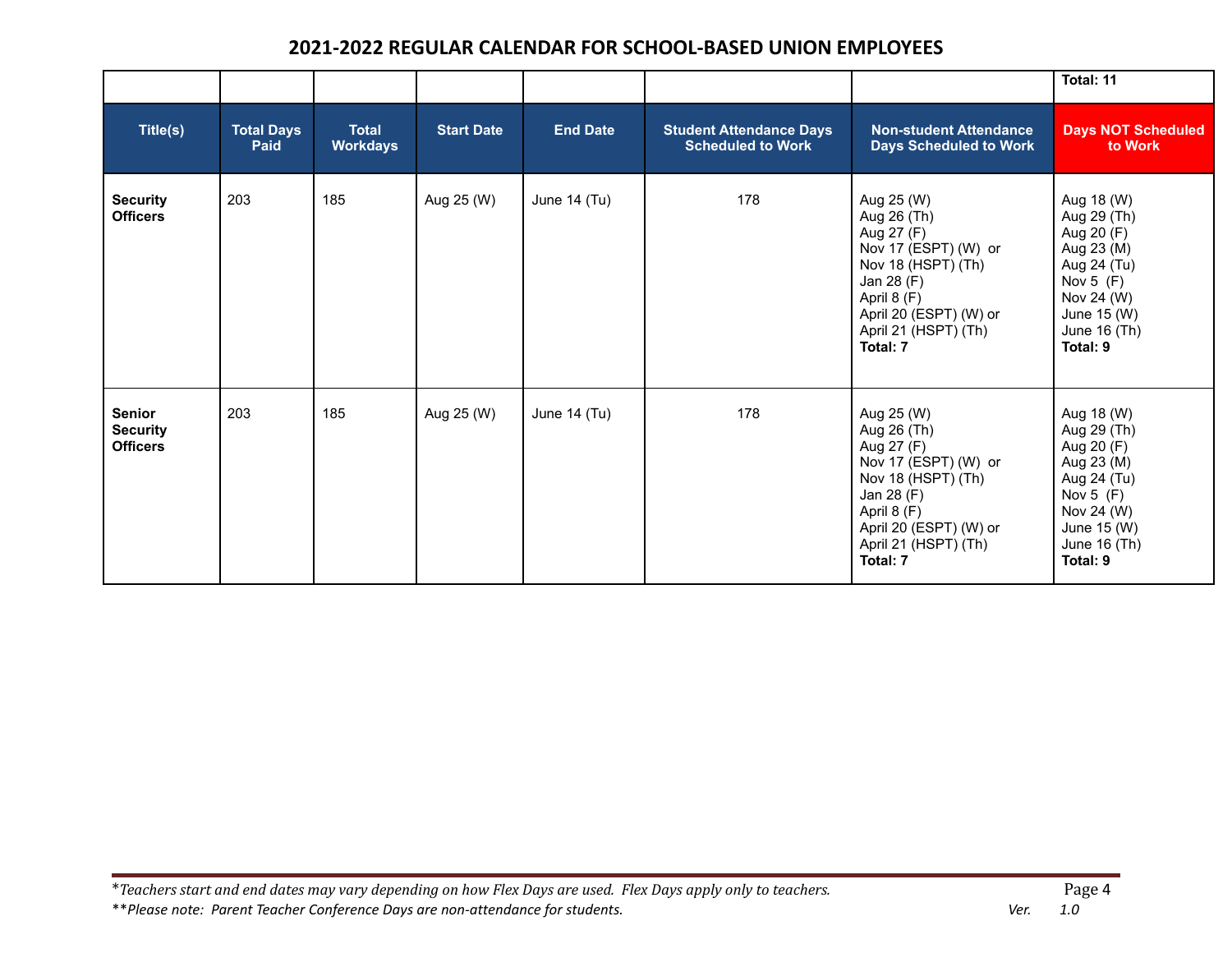# 2021-2022 REGULAR CALENDAR FOR SCHOOL-BASED UNION EMPLOYEES

| | | | | | | | Total: 11 |
|---|---|---|---|---|---|---|---|
| **Title(s)** | **Total Days Paid** | **Total Workdays** | **Start Date** | **End Date** | **Student Attendance Days Scheduled to Work** | **Non-student Attendance Days Scheduled to Work** | **Days NOT Scheduled to Work** |
| **Security Officers** | 203 | 185 | Aug 25 (W) | June 14 (Tu) | 178 | Aug 25 (W)<br>Aug 26 (Th)<br>Aug 27 (F)<br>Nov 17 (ESPT) (W) or<br>Nov 18 (HSPT) (Th)<br>Jan 28 (F)<br>April 8 (F)<br>April 20 (ESPT) (W) or<br>April 21 (HSPT) (Th)<br>**Total: 7** | Aug 18 (W)<br>Aug 29 (Th)<br>Aug 20 (F)<br>Aug 23 (M)<br>Aug 24 (Tu)<br>Nov 5 (F)<br>Nov 24 (W)<br>June 15 (W)<br>June 16 (Th)<br>**Total: 9** |
| **Senior Security Officers** | 203 | 185 | Aug 25 (W) | June 14 (Tu) | 178 | Aug 25 (W)<br>Aug 26 (Th)<br>Aug 27 (F)<br>Nov 17 (ESPT) (W) or<br>Nov 18 (HSPT) (Th)<br>Jan 28 (F)<br>April 8 (F)<br>April 20 (ESPT) (W) or<br>April 21 (HSPT) (Th)<br>**Total: 7** | Aug 18 (W)<br>Aug 29 (Th)<br>Aug 20 (F)<br>Aug 23 (M)<br>Aug 24 (Tu)<br>Nov 5 (F)<br>Nov 24 (W)<br>June 15 (W)<br>June 16 (Th)<br>**Total: 9** |

*\*Teachers start and end dates may vary depending on how Flex Days are used. Flex Days apply only to teachers.*

*\*\*Please note: Parent Teacher Conference Days are non-attendance for students.*

*Ver. 1.0*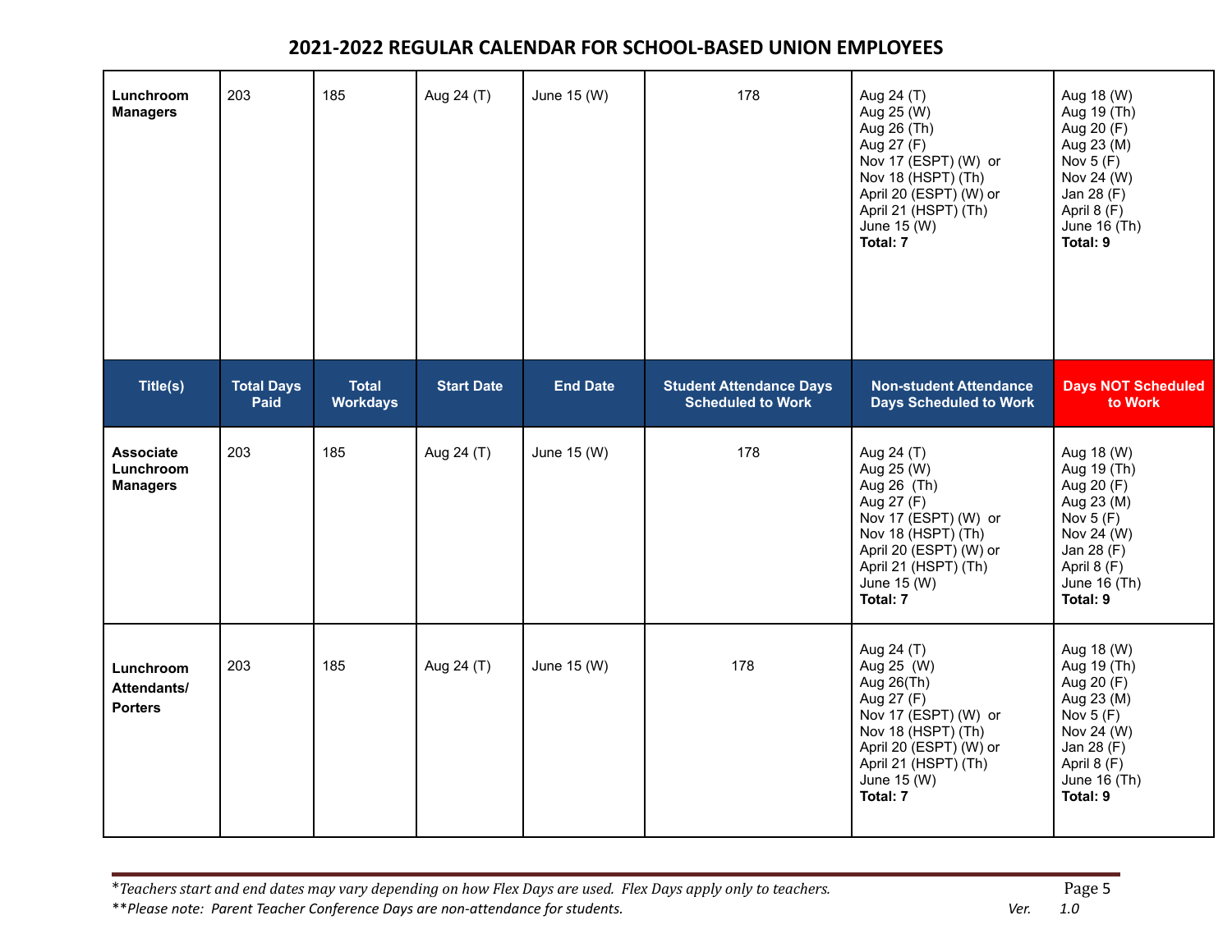# 2021-2022 REGULAR CALENDAR FOR SCHOOL-BASED UNION EMPLOYEES

| Title(s) | Total Days Paid | Total Workdays | Start Date | End Date | Student Attendance Days Scheduled to Work | Non-student Attendance Days Scheduled to Work | Days NOT Scheduled to Work |
|---|---|---|---|---|---|---|---|
| **Lunchroom Managers** | 203 | 185 | Aug 24 (T) | June 15 (W) | 178 | Aug 24 (T)<br>Aug 25 (W)<br>Aug 26 (Th)<br>Aug 27 (F)<br>Nov 17 (ESPT) (W) or<br>Nov 18 (HSPT) (Th)<br>April 20 (ESPT) (W) or<br>April 21 (HSPT) (Th)<br>June 15 (W)<br>**Total: 7** | Aug 18 (W)<br>Aug 19 (Th)<br>Aug 20 (F)<br>Aug 23 (M)<br>Nov 5 (F)<br>Nov 24 (W)<br>Jan 28 (F)<br>April 8 (F)<br>June 16 (Th)<br>**Total: 9** |
| **Associate Lunchroom Managers** | 203 | 185 | Aug 24 (T) | June 15 (W) | 178 | Aug 24 (T)<br>Aug 25 (W)<br>Aug 26 (Th)<br>Aug 27 (F)<br>Nov 17 (ESPT) (W) or<br>Nov 18 (HSPT) (Th)<br>April 20 (ESPT) (W) or<br>April 21 (HSPT) (Th)<br>June 15 (W)<br>**Total: 7** | Aug 18 (W)<br>Aug 19 (Th)<br>Aug 20 (F)<br>Aug 23 (M)<br>Nov 5 (F)<br>Nov 24 (W)<br>Jan 28 (F)<br>April 8 (F)<br>June 16 (Th)<br>**Total: 9** |
| **Lunchroom Attendants/ Porters** | 203 | 185 | Aug 24 (T) | June 15 (W) | 178 | Aug 24 (T)<br>Aug 25 (W)<br>Aug 26(Th)<br>Aug 27 (F)<br>Nov 17 (ESPT) (W) or<br>Nov 18 (HSPT) (Th)<br>April 20 (ESPT) (W) or<br>April 21 (HSPT) (Th)<br>June 15 (W)<br>**Total: 7** | Aug 18 (W)<br>Aug 19 (Th)<br>Aug 20 (F)<br>Aug 23 (M)<br>Nov 5 (F)<br>Nov 24 (W)<br>Jan 28 (F)<br>April 8 (F)<br>June 16 (Th)<br>**Total: 9** |

*\*Teachers start and end dates may vary depending on how Flex Days are used. Flex Days apply only to teachers.*

*\*\*Please note: Parent Teacher Conference Days are non-attendance for students.*

*Ver. 1.0*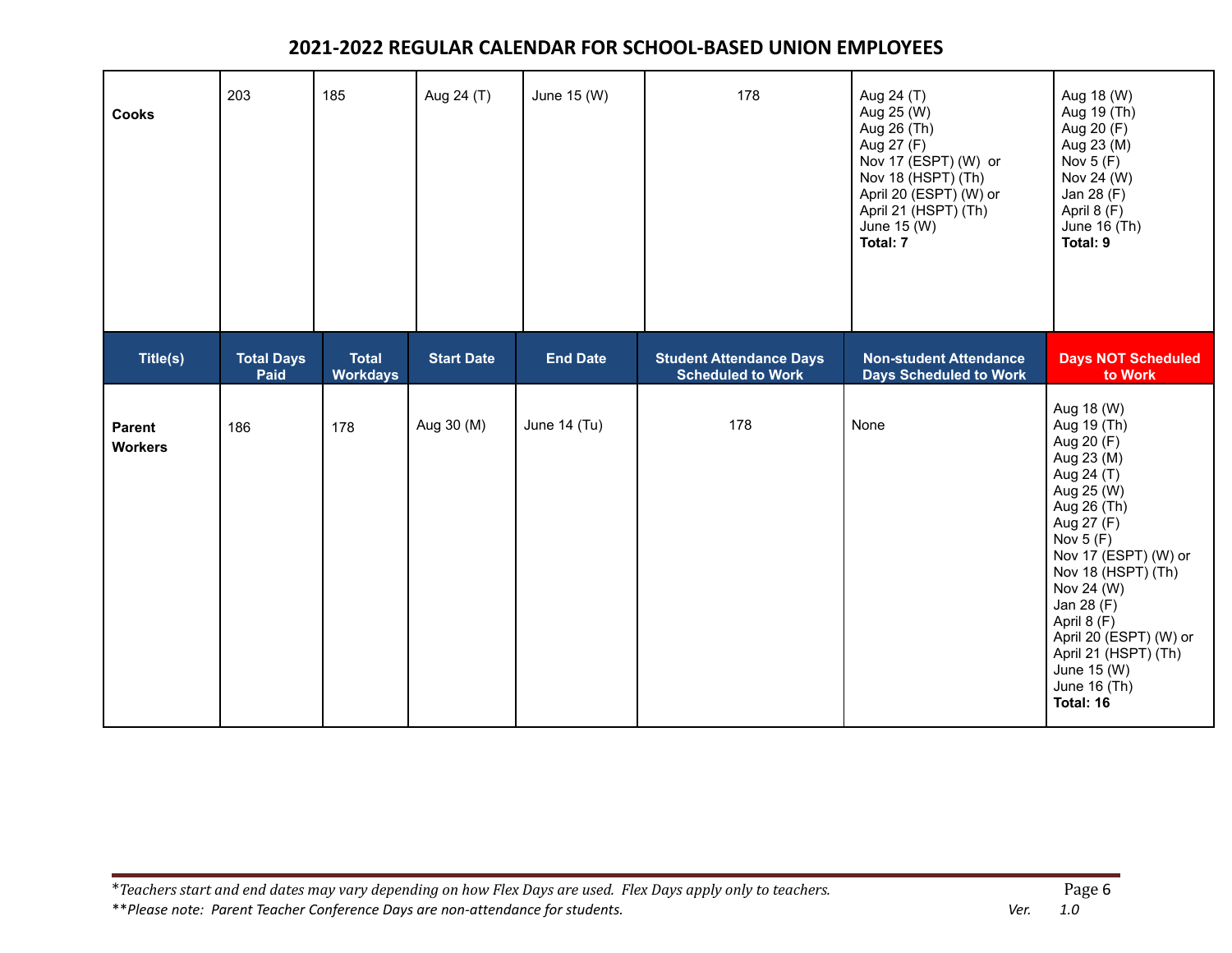# 2021-2022 REGULAR CALENDAR FOR SCHOOL-BASED UNION EMPLOYEES

| Title(s) | Total Days Paid | Total Workdays | Start Date | End Date | Student Attendance Days Scheduled to Work | Non-student Attendance Days Scheduled to Work | Days NOT Scheduled to Work |
|---|---|---|---|---|---|---|---|
| **Cooks** | 203 | 185 | Aug 24 (T) | June 15 (W) | 178 | Aug 24 (T)<br>Aug 25 (W)<br>Aug 26 (Th)<br>Aug 27 (F)<br>Nov 17 (ESPT) (W) or<br>Nov 18 (HSPT) (Th)<br>April 20 (ESPT) (W) or<br>April 21 (HSPT) (Th)<br>June 15 (W)<br>**Total: 7** | Aug 18 (W)<br>Aug 19 (Th)<br>Aug 20 (F)<br>Aug 23 (M)<br>Nov 5 (F)<br>Nov 24 (W)<br>Jan 28 (F)<br>April 8 (F)<br>June 16 (Th)<br>**Total: 9** |

| Title(s) | Total Days Paid | Total Workdays | Start Date | End Date | Student Attendance Days Scheduled to Work | Non-student Attendance Days Scheduled to Work | Days NOT Scheduled to Work |
|---|---|---|---|---|---|---|---|
| **Parent Workers** | 186 | 178 | Aug 30 (M) | June 14 (Tu) | 178 | None | Aug 18 (W)<br>Aug 19 (Th)<br>Aug 20 (F)<br>Aug 23 (M)<br>Aug 24 (T)<br>Aug 25 (W)<br>Aug 26 (Th)<br>Aug 27 (F)<br>Nov 5 (F)<br>Nov 17 (ESPT) (W) or<br>Nov 18 (HSPT) (Th)<br>Nov 24 (W)<br>Jan 28 (F)<br>April 8 (F)<br>April 20 (ESPT) (W) or<br>April 21 (HSPT) (Th)<br>June 15 (W)<br>June 16 (Th)<br>**Total: 16** |

*\*Teachers start and end dates may vary depending on how Flex Days are used. Flex Days apply only to teachers.*

*\*\*Please note: Parent Teacher Conference Days are non-attendance for students.*

*Ver. 1.0*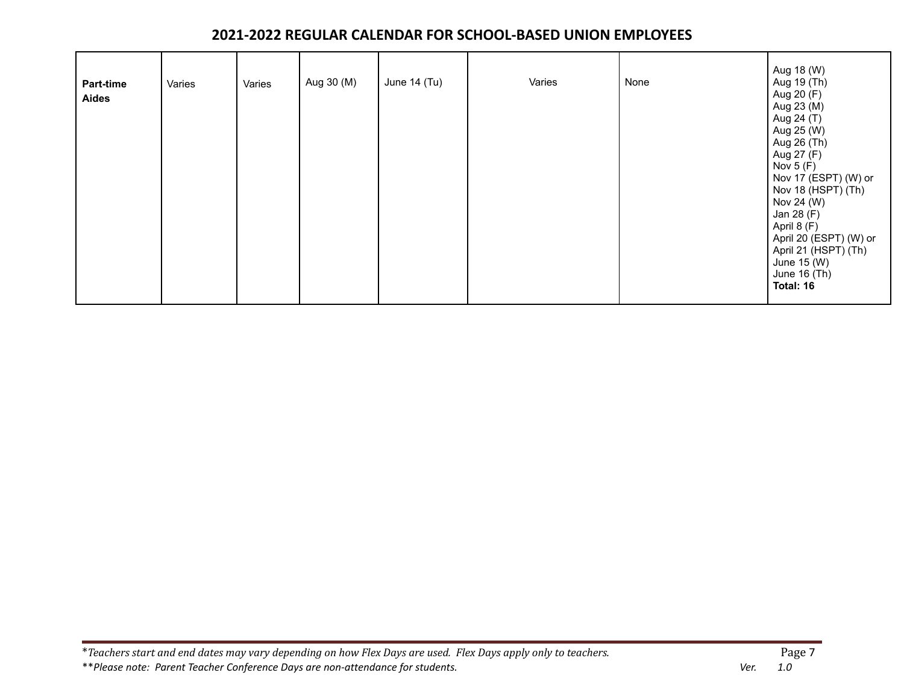## 2021-2022 REGULAR CALENDAR FOR SCHOOL-BASED UNION EMPLOYEES

| | | | | | | | |
|---|---|---|---|---|---|---|---|
| **Part-time Aides** | Varies | Varies | Aug 30 (M) | June 14 (Tu) | Varies | None | Aug 18 (W)<br>Aug 19 (Th)<br>Aug 20 (F)<br>Aug 23 (M)<br>Aug 24 (T)<br>Aug 25 (W)<br>Aug 26 (Th)<br>Aug 27 (F)<br>Nov 5 (F)<br>Nov 17 (ESPT) (W) or<br>Nov 18 (HSPT) (Th)<br>Nov 24 (W)<br>Jan 28 (F)<br>April 8 (F)<br>April 20 (ESPT) (W) or<br>April 21 (HSPT) (Th)<br>June 15 (W)<br>June 16 (Th)<br>**Total: 16** |

*\*Teachers start and end dates may vary depending on how Flex Days are used. Flex Days apply only to teachers.*

*\*\*Please note: Parent Teacher Conference Days are non-attendance for students.*

*Ver. 1.0*